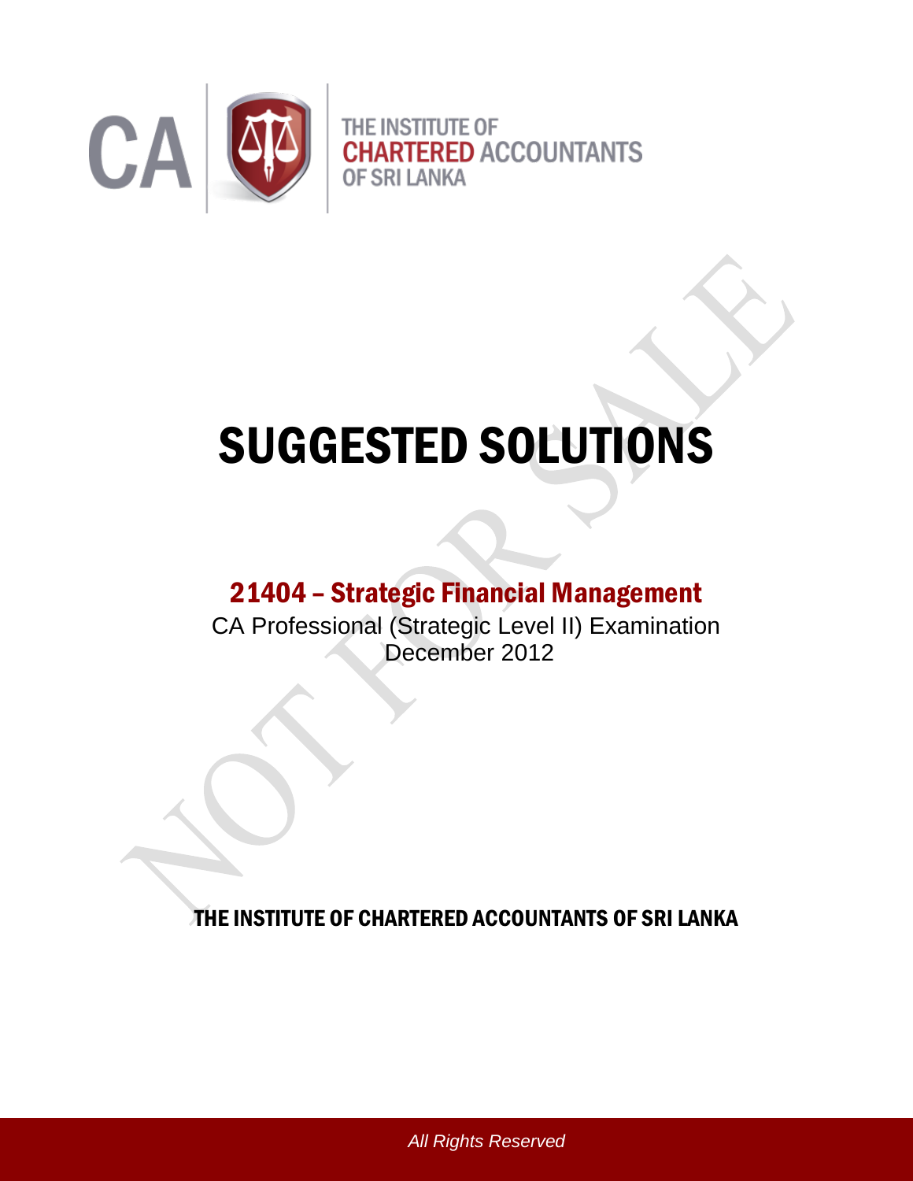CA | THE INSTITUTE OF CHARTERED ACCOUNTANTS OF SRI LANKA

# SUGGESTED SOLUTIONS

## 21404 – Strategic Financial Management

CA Professional (Strategic Level II) Examination
December 2012

THE INSTITUTE OF CHARTERED ACCOUNTANTS OF SRI LANKA

*All Rights Reserved*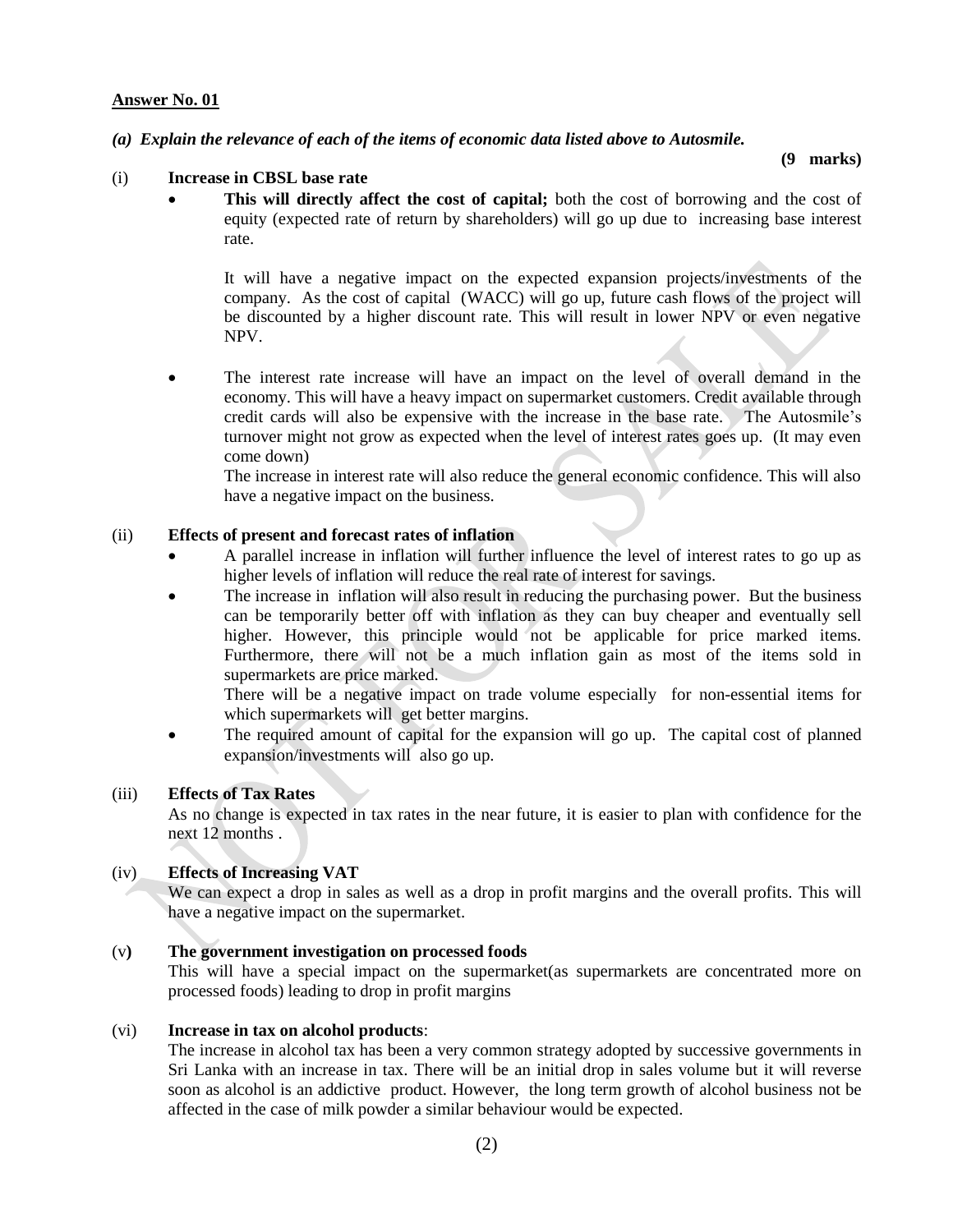**Answer No. 01**

***(a) Explain the relevance of each of the items of economic data listed above to Autosmile.***

**(9 marks)**

(i) **Increase in CBSL base rate**

- **This will directly affect the cost of capital;** both the cost of borrowing and the cost of equity (expected rate of return by shareholders) will go up due to increasing base interest rate.

  It will have a negative impact on the expected expansion projects/investments of the company. As the cost of capital (WACC) will go up, future cash flows of the project will be discounted by a higher discount rate. This will result in lower NPV or even negative NPV.

- The interest rate increase will have an impact on the level of overall demand in the economy. This will have a heavy impact on supermarket customers. Credit available through credit cards will also be expensive with the increase in the base rate. The Autosmile's turnover might not grow as expected when the level of interest rates goes up. (It may even come down)

  The increase in interest rate will also reduce the general economic confidence. This will also have a negative impact on the business.

(ii) **Effects of present and forecast rates of inflation**

- A parallel increase in inflation will further influence the level of interest rates to go up as higher levels of inflation will reduce the real rate of interest for savings.
- The increase in inflation will also result in reducing the purchasing power. But the business can be temporarily better off with inflation as they can buy cheaper and eventually sell higher. However, this principle would not be applicable for price marked items. Furthermore, there will not be a much inflation gain as most of the items sold in supermarkets are price marked.

  There will be a negative impact on trade volume especially for non-essential items for which supermarkets will get better margins.
- The required amount of capital for the expansion will go up. The capital cost of planned expansion/investments will also go up.

(iii) **Effects of Tax Rates**

As no change is expected in tax rates in the near future, it is easier to plan with confidence for the next 12 months .

(iv) **Effects of Increasing VAT**

We can expect a drop in sales as well as a drop in profit margins and the overall profits. This will have a negative impact on the supermarket.

(v**)** **The government investigation on processed foods**

This will have a special impact on the supermarket(as supermarkets are concentrated more on processed foods) leading to drop in profit margins

(vi) **Increase in tax on alcohol products**:

The increase in alcohol tax has been a very common strategy adopted by successive governments in Sri Lanka with an increase in tax. There will be an initial drop in sales volume but it will reverse soon as alcohol is an addictive product. However, the long term growth of alcohol business not be affected in the case of milk powder a similar behaviour would be expected.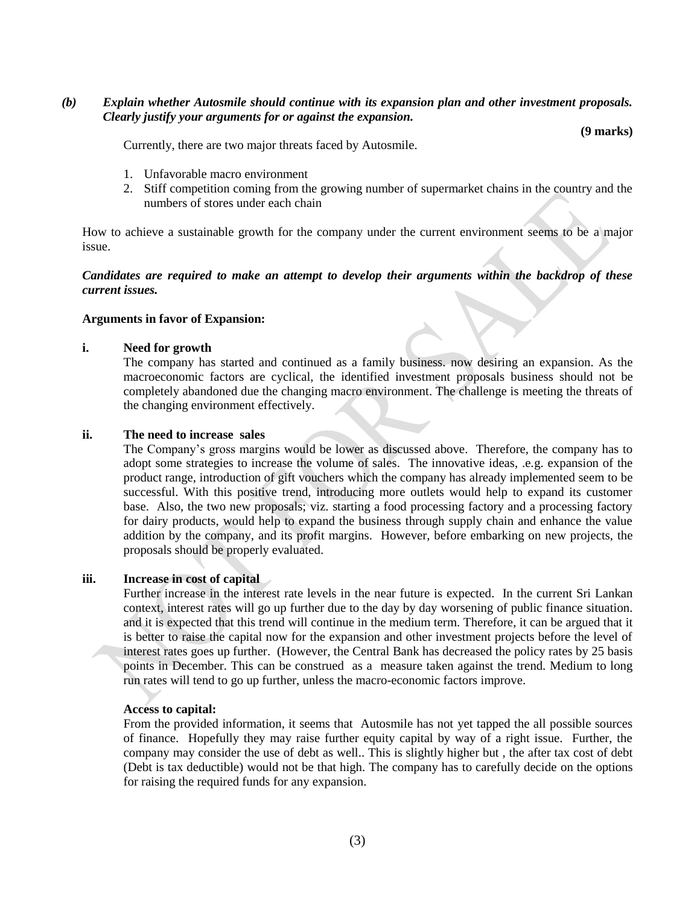*(b)* ***Explain whether Autosmile should continue with its expansion plan and other investment proposals. Clearly justify your arguments for or against the expansion.***

**(9 marks)**

Currently, there are two major threats faced by Autosmile.

1. Unfavorable macro environment
2. Stiff competition coming from the growing number of supermarket chains in the country and the numbers of stores under each chain

How to achieve a sustainable growth for the company under the current environment seems to be a major issue.

***Candidates are required to make an attempt to develop their arguments within the backdrop of these current issues.***

**Arguments in favor of Expansion:**

**i. Need for growth**

The company has started and continued as a family business. now desiring an expansion. As the macroeconomic factors are cyclical, the identified investment proposals business should not be completely abandoned due the changing macro environment. The challenge is meeting the threats of the changing environment effectively.

**ii. The need to increase sales**

The Company's gross margins would be lower as discussed above. Therefore, the company has to adopt some strategies to increase the volume of sales. The innovative ideas, .e.g. expansion of the product range, introduction of gift vouchers which the company has already implemented seem to be successful. With this positive trend, introducing more outlets would help to expand its customer base. Also, the two new proposals; viz. starting a food processing factory and a processing factory for dairy products, would help to expand the business through supply chain and enhance the value addition by the company, and its profit margins. However, before embarking on new projects, the proposals should be properly evaluated.

**iii. Increase in cost of capital**

Further increase in the interest rate levels in the near future is expected. In the current Sri Lankan context, interest rates will go up further due to the day by day worsening of public finance situation. and it is expected that this trend will continue in the medium term. Therefore, it can be argued that it is better to raise the capital now for the expansion and other investment projects before the level of interest rates goes up further. (However, the Central Bank has decreased the policy rates by 25 basis points in December. This can be construed as a measure taken against the trend. Medium to long run rates will tend to go up further, unless the macro-economic factors improve.

**Access to capital:**

From the provided information, it seems that Autosmile has not yet tapped the all possible sources of finance. Hopefully they may raise further equity capital by way of a right issue. Further, the company may consider the use of debt as well.. This is slightly higher but , the after tax cost of debt (Debt is tax deductible) would not be that high. The company has to carefully decide on the options for raising the required funds for any expansion.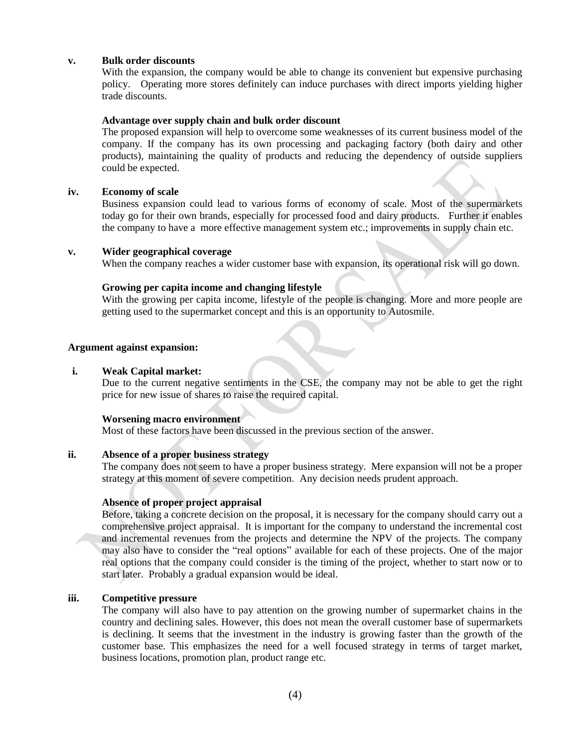**v. Bulk order discounts**

With the expansion, the company would be able to change its convenient but expensive purchasing policy. Operating more stores definitely can induce purchases with direct imports yielding higher trade discounts.

**Advantage over supply chain and bulk order discount**

The proposed expansion will help to overcome some weaknesses of its current business model of the company. If the company has its own processing and packaging factory (both dairy and other products), maintaining the quality of products and reducing the dependency of outside suppliers could be expected.

**iv. Economy of scale**

Business expansion could lead to various forms of economy of scale. Most of the supermarkets today go for their own brands, especially for processed food and dairy products. Further it enables the company to have a more effective management system etc.; improvements in supply chain etc.

**v. Wider geographical coverage**

When the company reaches a wider customer base with expansion, its operational risk will go down.

**Growing per capita income and changing lifestyle**

With the growing per capita income, lifestyle of the people is changing. More and more people are getting used to the supermarket concept and this is an opportunity to Autosmile.

**Argument against expansion:**

**i. Weak Capital market:**

Due to the current negative sentiments in the CSE, the company may not be able to get the right price for new issue of shares to raise the required capital.

**Worsening macro environment**

Most of these factors have been discussed in the previous section of the answer.

**ii. Absence of a proper business strategy**

The company does not seem to have a proper business strategy. Mere expansion will not be a proper strategy at this moment of severe competition. Any decision needs prudent approach.

**Absence of proper project appraisal**

Before, taking a concrete decision on the proposal, it is necessary for the company should carry out a comprehensive project appraisal. It is important for the company to understand the incremental cost and incremental revenues from the projects and determine the NPV of the projects. The company may also have to consider the "real options" available for each of these projects. One of the major real options that the company could consider is the timing of the project, whether to start now or to start later. Probably a gradual expansion would be ideal.

**iii. Competitive pressure**

The company will also have to pay attention on the growing number of supermarket chains in the country and declining sales. However, this does not mean the overall customer base of supermarkets is declining. It seems that the investment in the industry is growing faster than the growth of the customer base. This emphasizes the need for a well focused strategy in terms of target market, business locations, promotion plan, product range etc.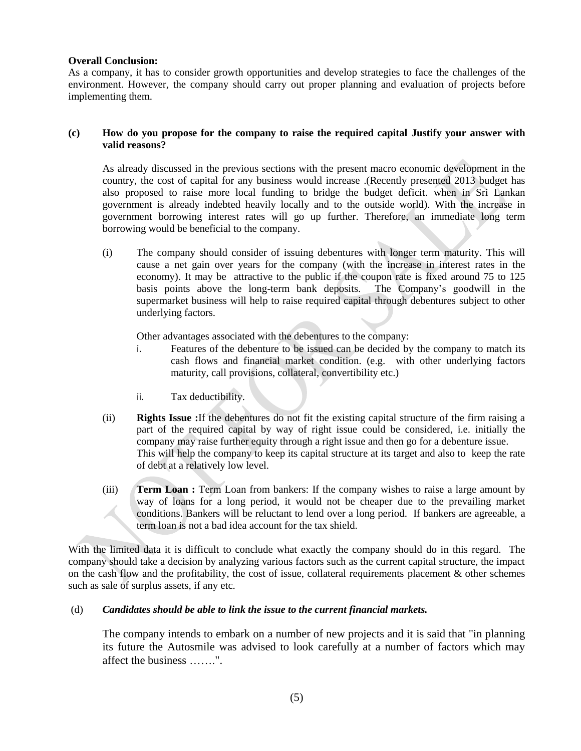**Overall Conclusion:**
As a company, it has to consider growth opportunities and develop strategies to face the challenges of the environment. However, the company should carry out proper planning and evaluation of projects before implementing them.

**(c) How do you propose for the company to raise the required capital Justify your answer with valid reasons?**

As already discussed in the previous sections with the present macro economic development in the country, the cost of capital for any business would increase .(Recently presented 2013 budget has also proposed to raise more local funding to bridge the budget deficit. when in Sri Lankan government is already indebted heavily locally and to the outside world). With the increase in government borrowing interest rates will go up further. Therefore, an immediate long term borrowing would be beneficial to the company.

(i) The company should consider of issuing debentures with longer term maturity. This will cause a net gain over years for the company (with the increase in interest rates in the economy). It may be attractive to the public if the coupon rate is fixed around 75 to 125 basis points above the long-term bank deposits. The Company's goodwill in the supermarket business will help to raise required capital through debentures subject to other underlying factors.

Other advantages associated with the debentures to the company:

i. Features of the debenture to be issued can be decided by the company to match its cash flows and financial market condition. (e.g. with other underlying factors maturity, call provisions, collateral, convertibility etc.)

ii. Tax deductibility.

(ii) **Rights Issue :** If the debentures do not fit the existing capital structure of the firm raising a part of the required capital by way of right issue could be considered, i.e. initially the company may raise further equity through a right issue and then go for a debenture issue. This will help the company to keep its capital structure at its target and also to keep the rate of debt at a relatively low level.

(iii) **Term Loan :** Term Loan from bankers: If the company wishes to raise a large amount by way of loans for a long period, it would not be cheaper due to the prevailing market conditions. Bankers will be reluctant to lend over a long period. If bankers are agreeable, a term loan is not a bad idea account for the tax shield.

With the limited data it is difficult to conclude what exactly the company should do in this regard. The company should take a decision by analyzing various factors such as the current capital structure, the impact on the cash flow and the profitability, the cost of issue, collateral requirements placement & other schemes such as sale of surplus assets, if any etc.

(d) ***Candidates should be able to link the issue to the current financial markets.***

The company intends to embark on a number of new projects and it is said that "in planning its future the Autosmile was advised to look carefully at a number of factors which may affect the business …….".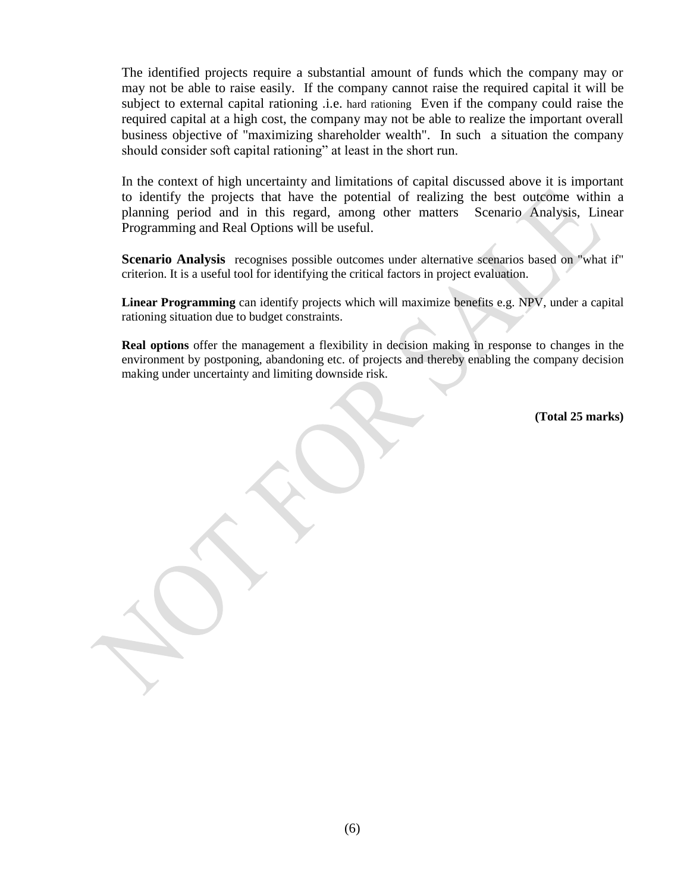The identified projects require a substantial amount of funds which the company may or may not be able to raise easily. If the company cannot raise the required capital it will be subject to external capital rationing .i.e. hard rationing Even if the company could raise the required capital at a high cost, the company may not be able to realize the important overall business objective of "maximizing shareholder wealth". In such a situation the company should consider soft capital rationing" at least in the short run.

In the context of high uncertainty and limitations of capital discussed above it is important to identify the projects that have the potential of realizing the best outcome within a planning period and in this regard, among other matters Scenario Analysis, Linear Programming and Real Options will be useful.

**Scenario Analysis** recognises possible outcomes under alternative scenarios based on "what if" criterion. It is a useful tool for identifying the critical factors in project evaluation.

**Linear Programming** can identify projects which will maximize benefits e.g. NPV, under a capital rationing situation due to budget constraints.

**Real options** offer the management a flexibility in decision making in response to changes in the environment by postponing, abandoning etc. of projects and thereby enabling the company decision making under uncertainty and limiting downside risk.

**(Total 25 marks)**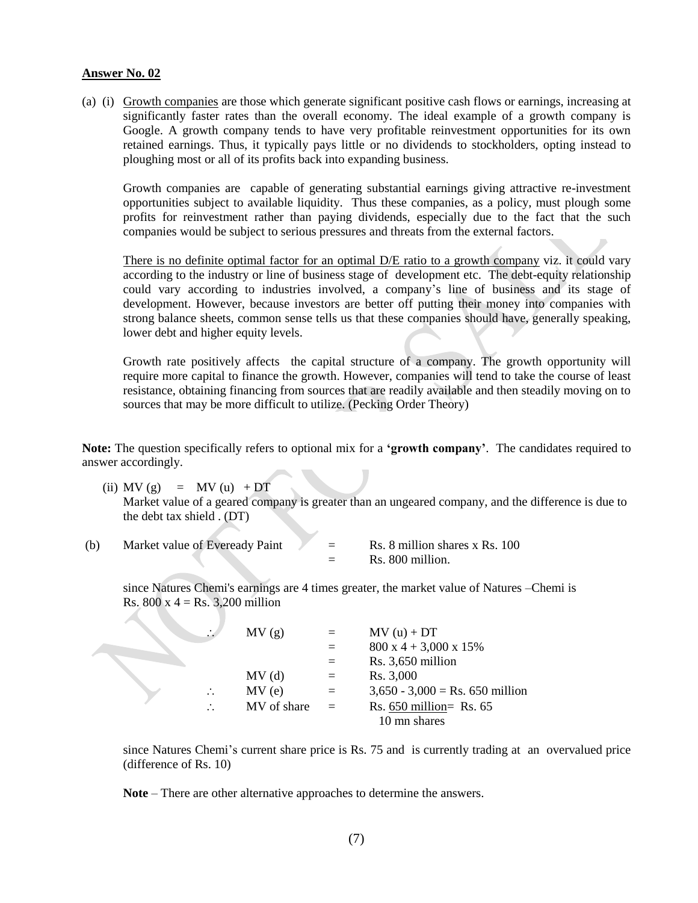**Answer No. 02**

(a) (i) Growth companies are those which generate significant positive cash flows or earnings, increasing at significantly faster rates than the overall economy. The ideal example of a growth company is Google. A growth company tends to have very profitable reinvestment opportunities for its own retained earnings. Thus, it typically pays little or no dividends to stockholders, opting instead to ploughing most or all of its profits back into expanding business.

Growth companies are capable of generating substantial earnings giving attractive re-investment opportunities subject to available liquidity. Thus these companies, as a policy, must plough some profits for reinvestment rather than paying dividends, especially due to the fact that the such companies would be subject to serious pressures and threats from the external factors.

There is no definite optimal factor for an optimal D/E ratio to a growth company viz. it could vary according to the industry or line of business stage of development etc. The debt-equity relationship could vary according to industries involved, a company's line of business and its stage of development. However, because investors are better off putting their money into companies with strong balance sheets, common sense tells us that these companies should have, generally speaking, lower debt and higher equity levels.

Growth rate positively affects the capital structure of a company. The growth opportunity will require more capital to finance the growth. However, companies will tend to take the course of least resistance, obtaining financing from sources that are readily available and then steadily moving on to sources that may be more difficult to utilize. (Pecking Order Theory)

**Note:** The question specifically refers to optional mix for a **'growth company'**. The candidates required to answer accordingly.

(ii) MV (g) = MV (u) + DT

Market value of a geared company is greater than an ungeared company, and the difference is due to the debt tax shield . (DT)

(b) Market value of Eveready Paint = Rs. 8 million shares x Rs. 100
= Rs. 800 million.

since Natures Chemi's earnings are 4 times greater, the market value of Natures –Chemi is Rs. 800 x 4 = Rs. 3,200 million

$\therefore$ MV (g) = MV (u) + DT
= 800 x 4 + 3,000 x 15%
= Rs. 3,650 million

MV (d) = Rs. 3,000

$\therefore$ MV (e) = 3,650 - 3,000 = Rs. 650 million

$\therefore$ MV of share = $\frac{\text{Rs. 650 million}}{\text{10 mn shares}}$ = Rs. 65

since Natures Chemi's current share price is Rs. 75 and is currently trading at an overvalued price (difference of Rs. 10)

**Note** – There are other alternative approaches to determine the answers.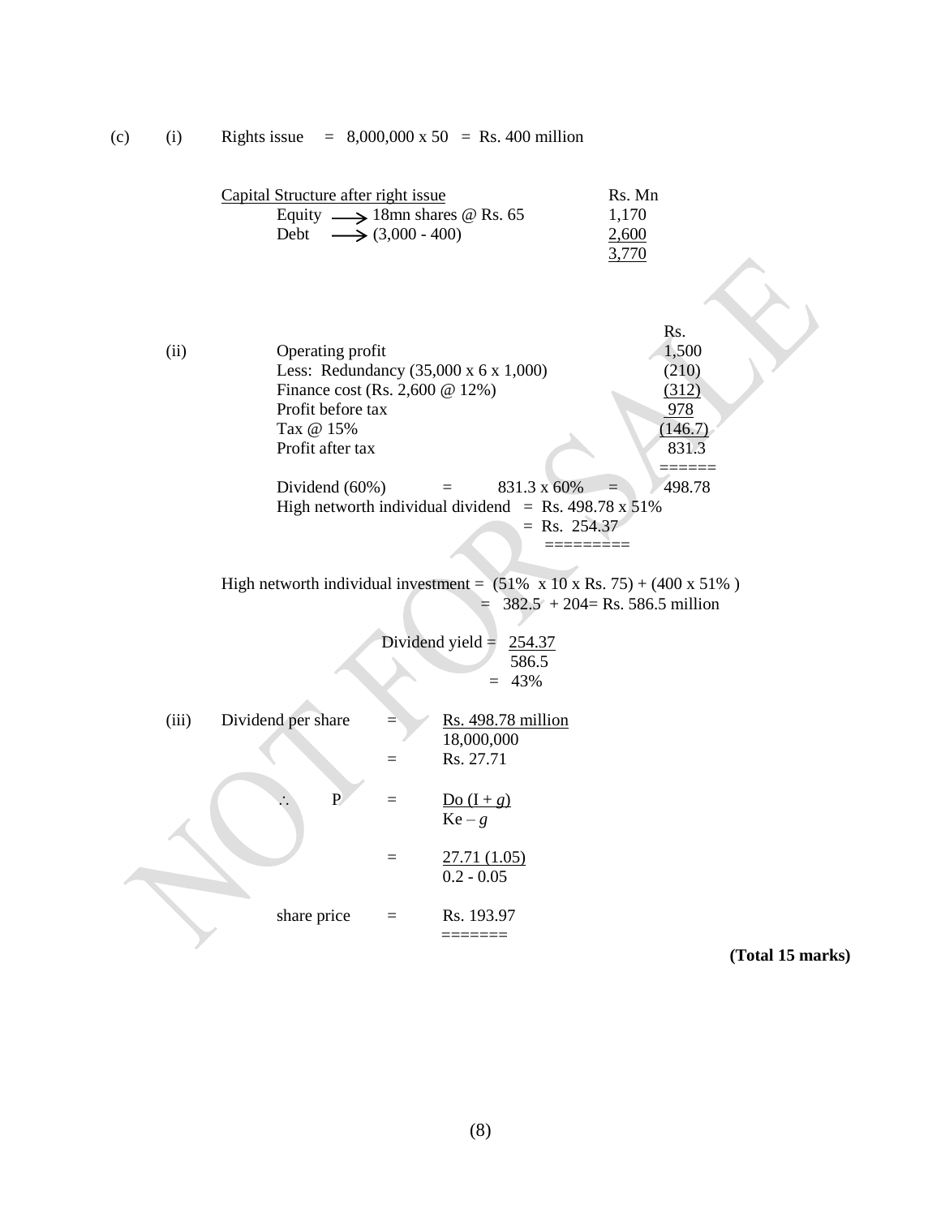(c) (i) Rights issue = 8,000,000 x 50 = Rs. 400 million

| Capital Structure after right issue | Rs. Mn |
|---|---|
| Equity → 18mn shares @ Rs. 65 | 1,170 |
| Debt → (3,000 - 400) | 2,600 |
| | 3,770 |

(ii)

| | Rs. |
|---|---|
| Operating profit | 1,500 |
| Less: Redundancy (35,000 x 6 x 1,000) | (210) |
| Finance cost (Rs. 2,600 @ 12%) | (312) |
| Profit before tax | 978 |
| Tax @ 15% | (146.7) |
| Profit after tax | 831.3 |

Dividend (60%) = 831.3 x 60% = 498.78

High networth individual dividend = Rs. 498.78 x 51%
= Rs. 254.37

High networth individual investment = (51% x 10 x Rs. 75) + (400 x 51% )
= 382.5 + 204= Rs. 586.5 million

$$\text{Dividend yield} = \frac{254.37}{586.5} = 43\%$$

(iii)

$$\text{Dividend per share} = \frac{\text{Rs. } 498.78 \text{ million}}{18{,}000{,}000} = \text{Rs. } 27.71$$

$$\therefore \quad P = \frac{D_0 (1 + g)}{K_e - g}$$

$$= \frac{27.71 (1.05)}{0.2 - 0.05}$$

share price = Rs. 193.97

**(Total 15 marks)**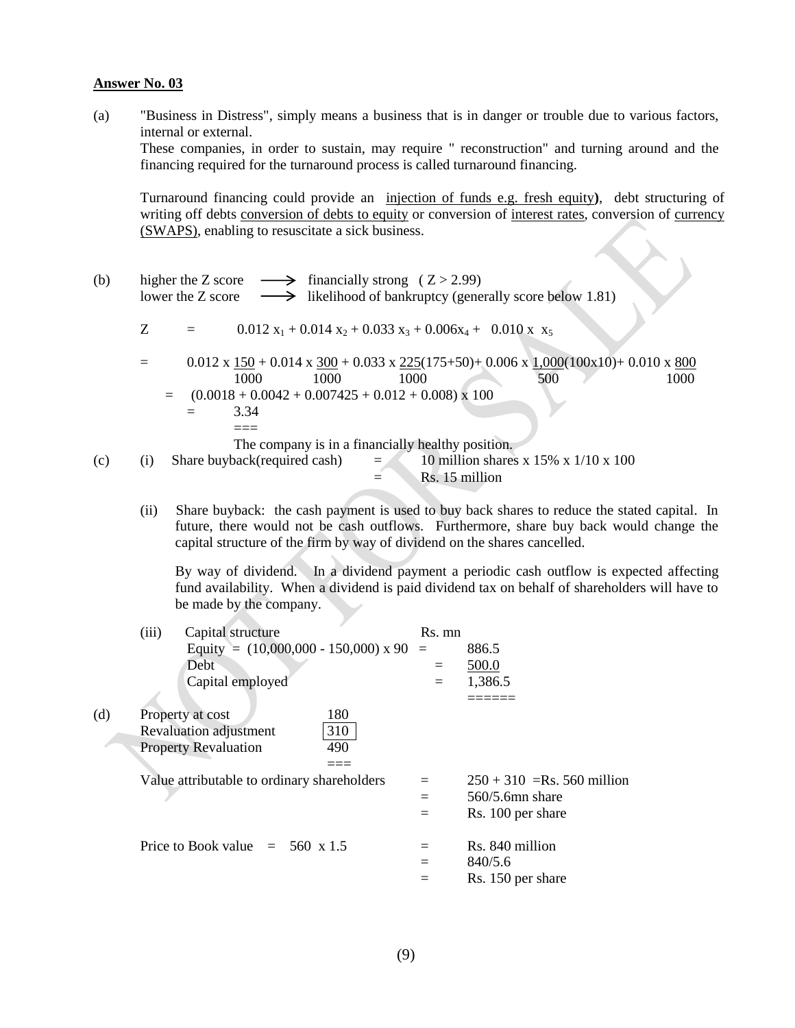**Answer No. 03**

(a) "Business in Distress", simply means a business that is in danger or trouble due to various factors, internal or external.

These companies, in order to sustain, may require " reconstruction" and turning around and the financing required for the turnaround process is called turnaround financing.

Turnaround financing could provide an <u>injection of funds e.g. fresh equity</u>**)**, debt structuring of writing off debts <u>conversion of debts to equity</u> or conversion of <u>interest rates</u>, conversion of <u>currency (SWAPS)</u>, enabling to resuscitate a sick business.

(b) higher the Z score $\longrightarrow$ financially strong ( Z > 2.99)
lower the Z score $\longrightarrow$ likelihood of bankruptcy (generally score below 1.81)

$$Z = 0.012\,x_1 + 0.014\,x_2 + 0.033\,x_3 + 0.006x_4 + 0.010\,x\,x_5$$

$$= 0.012 \times \frac{150}{1000} + 0.014 \times \frac{300}{1000} + 0.033 \times \frac{225(175+50)}{1000} + 0.006 \times \frac{1{,}000(100\text{x}10)}{500} + 0.010 \times \frac{800}{1000}$$

$$= (0.0018 + 0.0042 + 0.007425 + 0.012 + 0.008) \times 100$$

$$= 3.34$$

===

The company is in a financially healthy position.

(c) (i) Share buyback(required cash) = 10 million shares x 15% x 1/10 x 100
= Rs. 15 million

(ii) Share buyback: the cash payment is used to buy back shares to reduce the stated capital. In future, there would not be cash outflows. Furthermore, share buy back would change the capital structure of the firm by way of dividend on the shares cancelled.

By way of dividend. In a dividend payment a periodic cash outflow is expected affecting fund availability. When a dividend is paid dividend tax on behalf of shareholders will have to be made by the company.

(iii)

| Capital structure | | Rs. mn |
|---|---|---|
| Equity = (10,000,000 - 150,000) x 90 | = | 886.5 |
| Debt | = | 500.0 |
| Capital employed | = | 1,386.5 |
| | | ====== |

(d)

| | |
|---|---|
| Property at cost | 180 |
| Revaluation adjustment | 310 |
| Property Revaluation | 490 |
| | === |

Value attributable to ordinary shareholders = 250 + 310 =Rs. 560 million
= 560/5.6mn share
= Rs. 100 per share

Price to Book value = 560 x 1.5 = Rs. 840 million
= 840/5.6
= Rs. 150 per share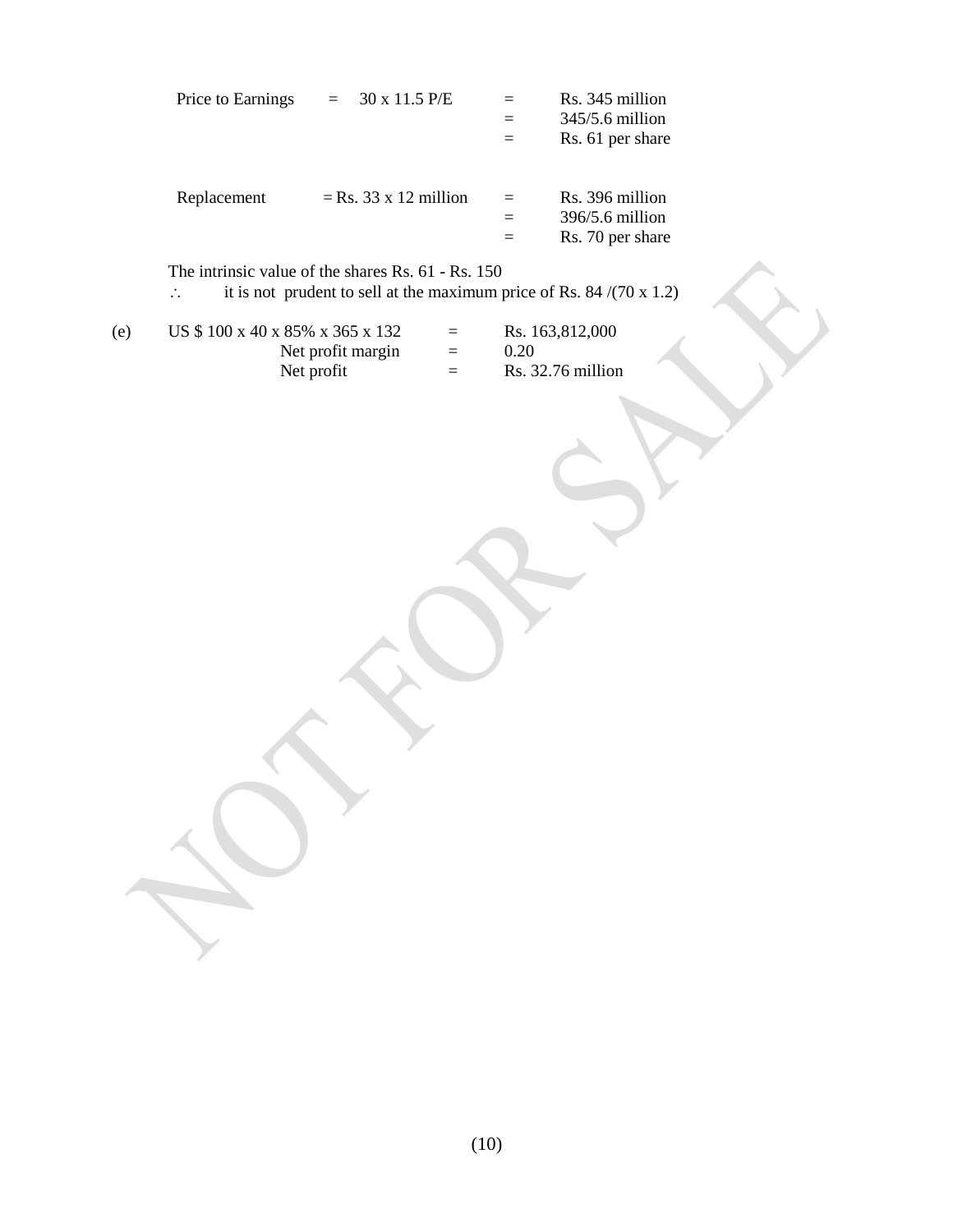| | | | |
|---|---|---|---|
| Price to Earnings | = 30 x 11.5 P/E | = | Rs. 345 million |
| | | = | 345/5.6 million |
| | | = | Rs. 61 per share |
| | | | |
| Replacement | = Rs. 33 x 12 million | = | Rs. 396 million |
| | | = | 396/5.6 million |
| | | = | Rs. 70 per share |

The intrinsic value of the shares Rs. 61 - Rs. 150

$\therefore$ it is not prudent to sell at the maximum price of Rs. 84 /(70 x 1.2)

(e)

| | | |
|---|---|---|
| US $ 100 x 40 x 85% x 365 x 132 | = | Rs. 163,812,000 |
| Net profit margin | = | 0.20 |
| Net profit | = | Rs. 32.76 million |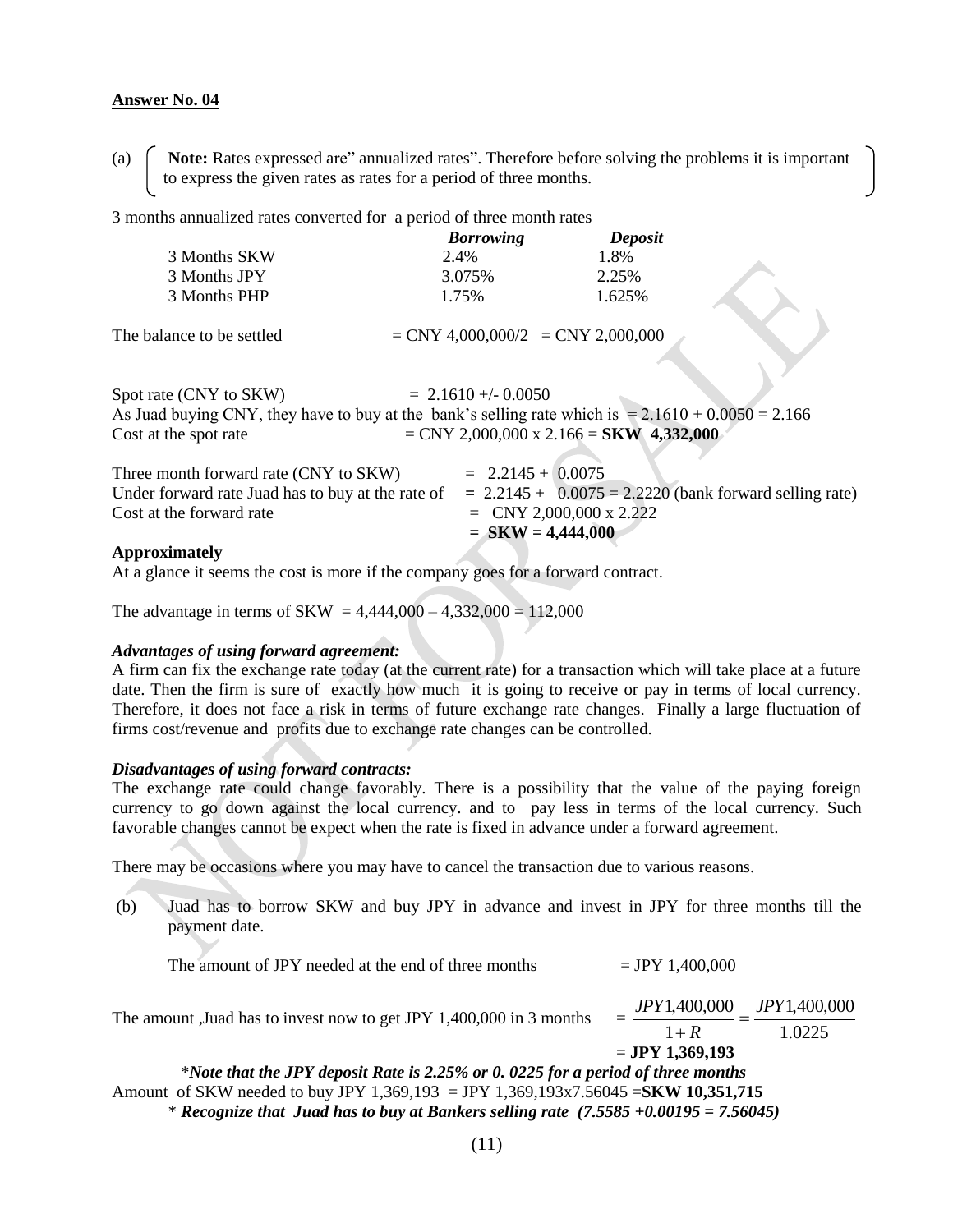**Answer No. 04**

(a) **Note:** Rates expressed are" annualized rates". Therefore before solving the problems it is important to express the given rates as rates for a period of three months.

3 months annualized rates converted for a period of three month rates

| | ***Borrowing*** | ***Deposit*** |
|---|---|---|
| 3 Months SKW | 2.4% | 1.8% |
| 3 Months JPY | 3.075% | 2.25% |
| 3 Months PHP | 1.75% | 1.625% |

The balance to be settled = CNY 4,000,000/2 = CNY 2,000,000

Spot rate (CNY to SKW) = 2.1610 +/- 0.0050

As Juad buying CNY, they have to buy at the bank's selling rate which is = 2.1610 + 0.0050 = 2.166

Cost at the spot rate = CNY 2,000,000 x 2.166 = **SKW 4,332,000**

Three month forward rate (CNY to SKW) = 2.2145 + 0.0075

Under forward rate Juad has to buy at the rate of = 2.2145 + 0.0075 = 2.2220 (bank forward selling rate)

Cost at the forward rate = CNY 2,000,000 x 2.222

= **SKW = 4,444,000**

**Approximately**

At a glance it seems the cost is more if the company goes for a forward contract.

The advantage in terms of SKW = 4,444,000 – 4,332,000 = 112,000

***Advantages of using forward agreement:***

A firm can fix the exchange rate today (at the current rate) for a transaction which will take place at a future date. Then the firm is sure of exactly how much it is going to receive or pay in terms of local currency. Therefore, it does not face a risk in terms of future exchange rate changes. Finally a large fluctuation of firms cost/revenue and profits due to exchange rate changes can be controlled.

***Disadvantages of using forward contracts:***

The exchange rate could change favorably. There is a possibility that the value of the paying foreign currency to go down against the local currency. and to pay less in terms of the local currency. Such favorable changes cannot be expect when the rate is fixed in advance under a forward agreement.

There may be occasions where you may have to cancel the transaction due to various reasons.

(b) Juad has to borrow SKW and buy JPY in advance and invest in JPY for three months till the payment date.

The amount of JPY needed at the end of three months = JPY 1,400,000

The amount ,Juad has to invest now to get JPY 1,400,000 in 3 months $= \frac{JPY1{,}400{,}000}{1+R} = \frac{JPY1{,}400{,}000}{1.0225}$

= **JPY 1,369,193**

\****Note that the JPY deposit Rate is 2.25% or 0. 0225 for a period of three months***

Amount of SKW needed to buy JPY 1,369,193 = JPY 1,369,193x7.56045 =**SKW 10,351,715**

\* ***Recognize that Juad has to buy at Bankers selling rate (7.5585 +0.00195 = 7.56045)***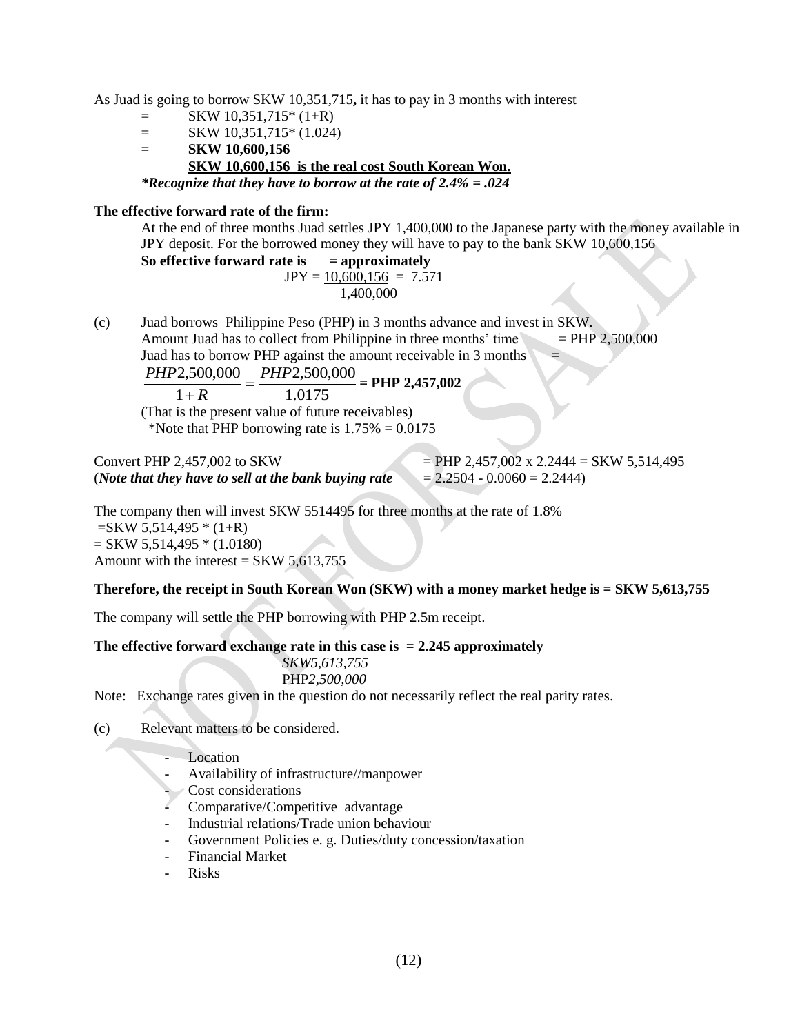As Juad is going to borrow SKW 10,351,715**,** it has to pay in 3 months with interest

= SKW 10,351,715* (1+R)

= SKW 10,351,715* (1.024)

= **SKW 10,600,156**

**SKW 10,600,156 is the real cost South Korean Won.**

***Recognize that they have to borrow at the rate of 2.4% = .024***

**The effective forward rate of the firm:**

At the end of three months Juad settles JPY 1,400,000 to the Japanese party with the money available in JPY deposit. For the borrowed money they will have to pay to the bank SKW 10,600,156

**So effective forward rate is = approximately**

$$JPY = \frac{10,600,156}{1,400,000} = 7.571$$

(c) Juad borrows Philippine Peso (PHP) in 3 months advance and invest in SKW.

Amount Juad has to collect from Philippine in three months' time = PHP 2,500,000

Juad has to borrow PHP against the amount receivable in 3 months =

$$\frac{PHP2,500,000}{1+R} = \frac{PHP2,500,000}{1.0175}$$ **= PHP 2,457,002**

(That is the present value of future receivables)

*Note that PHP borrowing rate is 1.75% = 0.0175

Convert PHP 2,457,002 to SKW = PHP 2,457,002 x 2.2444 = SKW 5,514,495

(*Note that they have to sell at the bank buying rate* = 2.2504 - 0.0060 = 2.2444)

The company then will invest SKW 5514495 for three months at the rate of 1.8%

=SKW 5,514,495 * (1+R)

= SKW 5,514,495 * (1.0180)

Amount with the interest = SKW 5,613,755

**Therefore, the receipt in South Korean Won (SKW) with a money market hedge is = SKW 5,613,755**

The company will settle the PHP borrowing with PHP 2.5m receipt.

**The effective forward exchange rate in this case is = 2.245 approximately**

$$\frac{SKW5,613,755}{PHP2,500,000}$$

Note: Exchange rates given in the question do not necessarily reflect the real parity rates.

(c) Relevant matters to be considered.

- Location
- Availability of infrastructure//manpower
- Cost considerations
- Comparative/Competitive advantage
- Industrial relations/Trade union behaviour
- Government Policies e. g. Duties/duty concession/taxation
- Financial Market
- Risks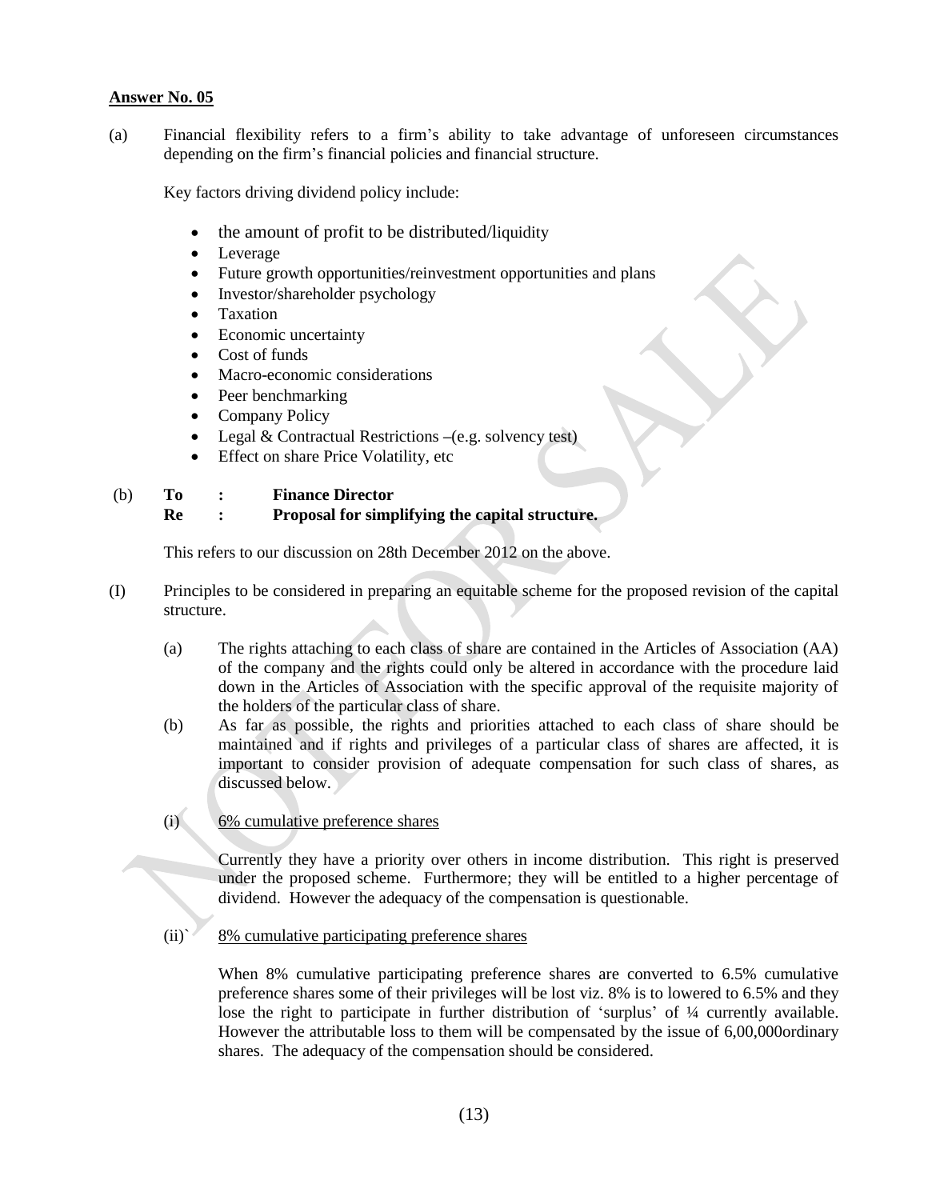**Answer No. 05**

(a) Financial flexibility refers to a firm's ability to take advantage of unforeseen circumstances depending on the firm's financial policies and financial structure.

Key factors driving dividend policy include:

- the amount of profit to be distributed/liquidity
- Leverage
- Future growth opportunities/reinvestment opportunities and plans
- Investor/shareholder psychology
- Taxation
- Economic uncertainty
- Cost of funds
- Macro-economic considerations
- Peer benchmarking
- Company Policy
- Legal & Contractual Restrictions –(e.g. solvency test)
- Effect on share Price Volatility, etc

(b) **To : Finance Director**
**Re : Proposal for simplifying the capital structure.**

This refers to our discussion on 28th December 2012 on the above.

(I) Principles to be considered in preparing an equitable scheme for the proposed revision of the capital structure.

(a) The rights attaching to each class of share are contained in the Articles of Association (AA) of the company and the rights could only be altered in accordance with the procedure laid down in the Articles of Association with the specific approval of the requisite majority of the holders of the particular class of share.

(b) As far as possible, the rights and priorities attached to each class of share should be maintained and if rights and privileges of a particular class of shares are affected, it is important to consider provision of adequate compensation for such class of shares, as discussed below.

(i) <u>6% cumulative preference shares</u>

Currently they have a priority over others in income distribution. This right is preserved under the proposed scheme. Furthermore; they will be entitled to a higher percentage of dividend. However the adequacy of the compensation is questionable.

(ii)` <u>8% cumulative participating preference shares</u>

When 8% cumulative participating preference shares are converted to 6.5% cumulative preference shares some of their privileges will be lost viz. 8% is to lowered to 6.5% and they lose the right to participate in further distribution of 'surplus' of ¼ currently available. However the attributable loss to them will be compensated by the issue of 6,00,000ordinary shares. The adequacy of the compensation should be considered.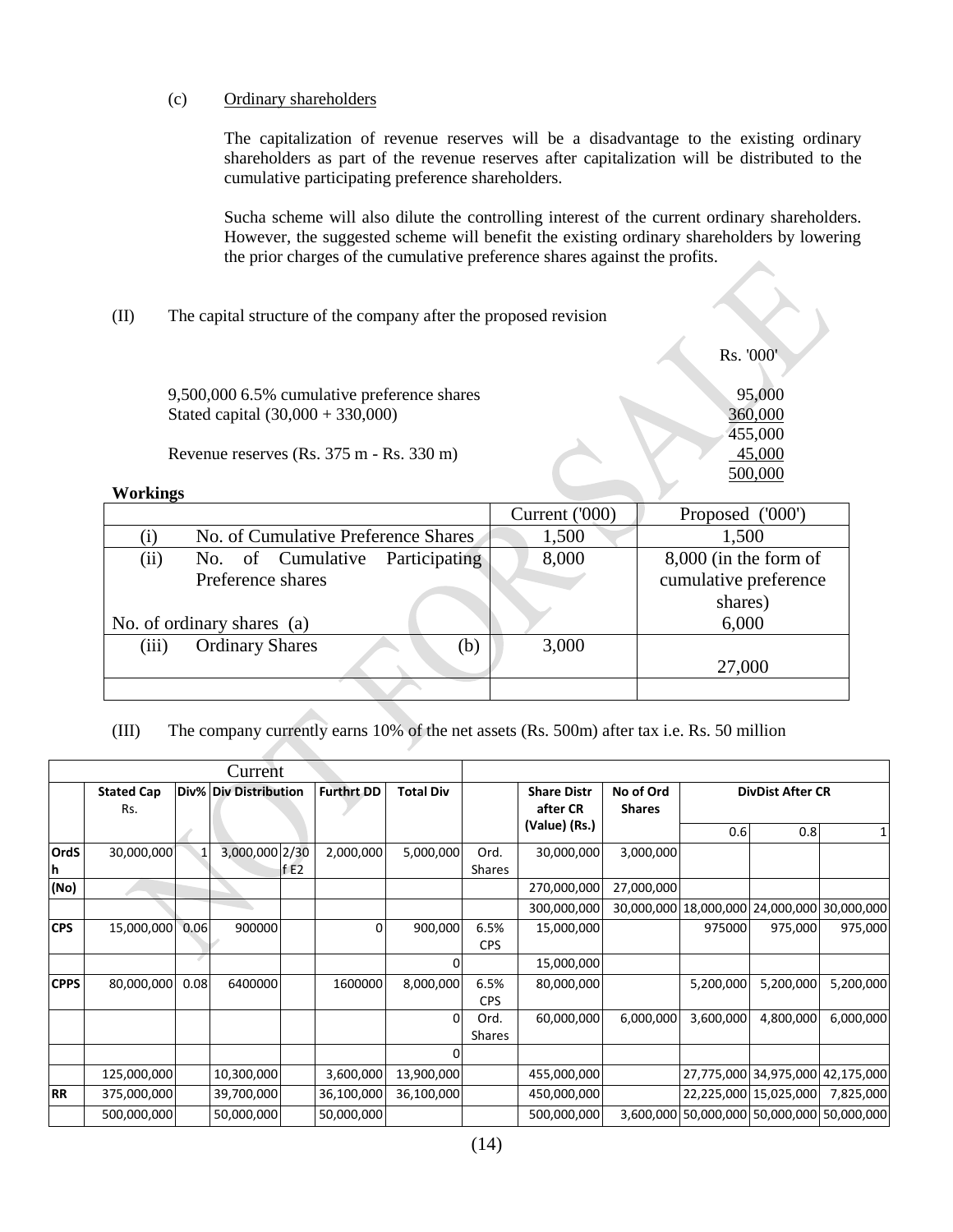(c) Ordinary shareholders

The capitalization of revenue reserves will be a disadvantage to the existing ordinary shareholders as part of the revenue reserves after capitalization will be distributed to the cumulative participating preference shareholders.

Sucha scheme will also dilute the controlling interest of the current ordinary shareholders. However, the suggested scheme will benefit the existing ordinary shareholders by lowering the prior charges of the cumulative preference shares against the profits.

(II) The capital structure of the company after the proposed revision

| | Rs. '000' |
|---|---|
| 9,500,000 6.5% cumulative preference shares | 95,000 |
| Stated capital (30,000 + 330,000) | 360,000 |
| | 455,000 |
| Revenue reserves (Rs. 375 m - Rs. 330 m) | 45,000 |
| | 500,000 |

**Workings**

| | Current ('000) | Proposed ('000') |
|---|---|---|
| (i) No. of Cumulative Preference Shares | 1,500 | 1,500 |
| (ii) No. of Cumulative Participating Preference shares | 8,000 | 8,000 (in the form of cumulative preference shares) |
| No. of ordinary shares (a) | | 6,000 |
| (iii) Ordinary Shares (b) | 3,000 | 27,000 |
| | | |

(III) The company currently earns 10% of the net assets (Rs. 500m) after tax i.e. Rs. 50 million

| Current | | | | | | | | | | | | |
|---|---|---|---|---|---|---|---|---|---|---|---|---|
| | Stated Cap Rs. | Div% | Div Distribution | | Furthrt DD | Total Div | | Share Distr after CR (Value) (Rs.) | No of Ord Shares | DivDist After CR | | |
| | | | | | | | | | | 0.6 | 0.8 | 1 |
| OrdSh | 30,000,000 | 1 | 3,000,000 | 2/30f E2 | 2,000,000 | 5,000,000 | Ord. Shares | 30,000,000 | 3,000,000 | | | |
| (No) | | | | | | | | 270,000,000 | 27,000,000 | | | |
| | | | | | | | | 300,000,000 | 30,000,000 | 18,000,000 | 24,000,000 | 30,000,000 |
| CPS | 15,000,000 | 0.06 | 900000 | | 0 | 900,000 | 6.5% CPS | 15,000,000 | | 975000 | 975,000 | 975,000 |
| | | | | | | 0 | | 15,000,000 | | | | |
| CPPS | 80,000,000 | 0.08 | 6400000 | | 1600000 | 8,000,000 | 6.5% CPS | 80,000,000 | | 5,200,000 | 5,200,000 | 5,200,000 |
| | | | | | | 0 | Ord. Shares | 60,000,000 | 6,000,000 | 3,600,000 | 4,800,000 | 6,000,000 |
| | | | | | | 0 | | | | | | |
| | 125,000,000 | | 10,300,000 | | 3,600,000 | 13,900,000 | | 455,000,000 | | 27,775,000 | 34,975,000 | 42,175,000 |
| RR | 375,000,000 | | 39,700,000 | | 36,100,000 | 36,100,000 | | 450,000,000 | | 22,225,000 | 15,025,000 | 7,825,000 |
| | 500,000,000 | | 50,000,000 | | 50,000,000 | | | 500,000,000 | 3,600,000 | 50,000,000 | 50,000,000 | 50,000,000 |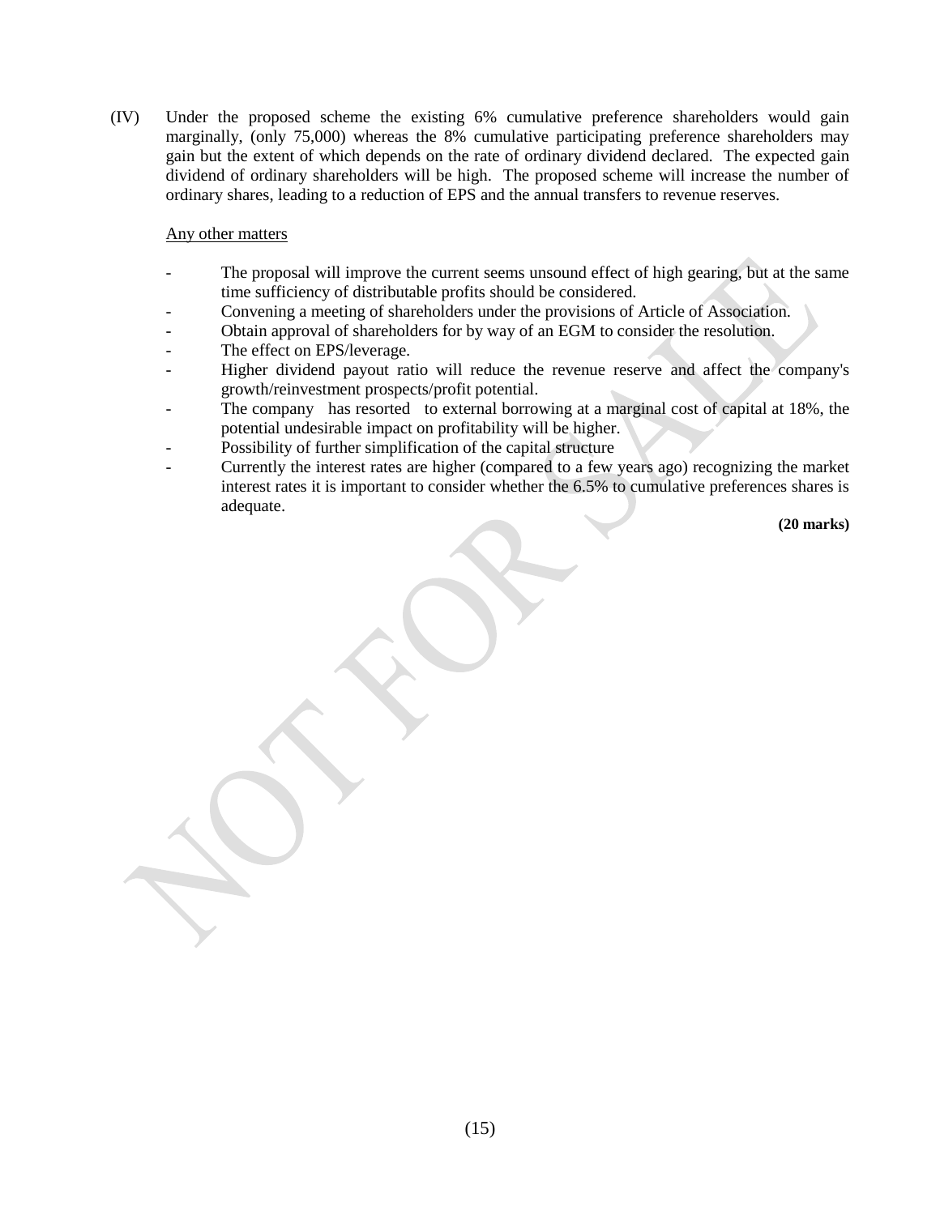(IV) Under the proposed scheme the existing 6% cumulative preference shareholders would gain marginally, (only 75,000) whereas the 8% cumulative participating preference shareholders may gain but the extent of which depends on the rate of ordinary dividend declared. The expected gain dividend of ordinary shareholders will be high. The proposed scheme will increase the number of ordinary shares, leading to a reduction of EPS and the annual transfers to revenue reserves.

Any other matters

- The proposal will improve the current seems unsound effect of high gearing, but at the same time sufficiency of distributable profits should be considered.
- Convening a meeting of shareholders under the provisions of Article of Association.
- Obtain approval of shareholders for by way of an EGM to consider the resolution.
- The effect on EPS/leverage.
- Higher dividend payout ratio will reduce the revenue reserve and affect the company's growth/reinvestment prospects/profit potential.
- The company has resorted to external borrowing at a marginal cost of capital at 18%, the potential undesirable impact on profitability will be higher.
- Possibility of further simplification of the capital structure
- Currently the interest rates are higher (compared to a few years ago) recognizing the market interest rates it is important to consider whether the 6.5% to cumulative preferences shares is adequate.

**(20 marks)**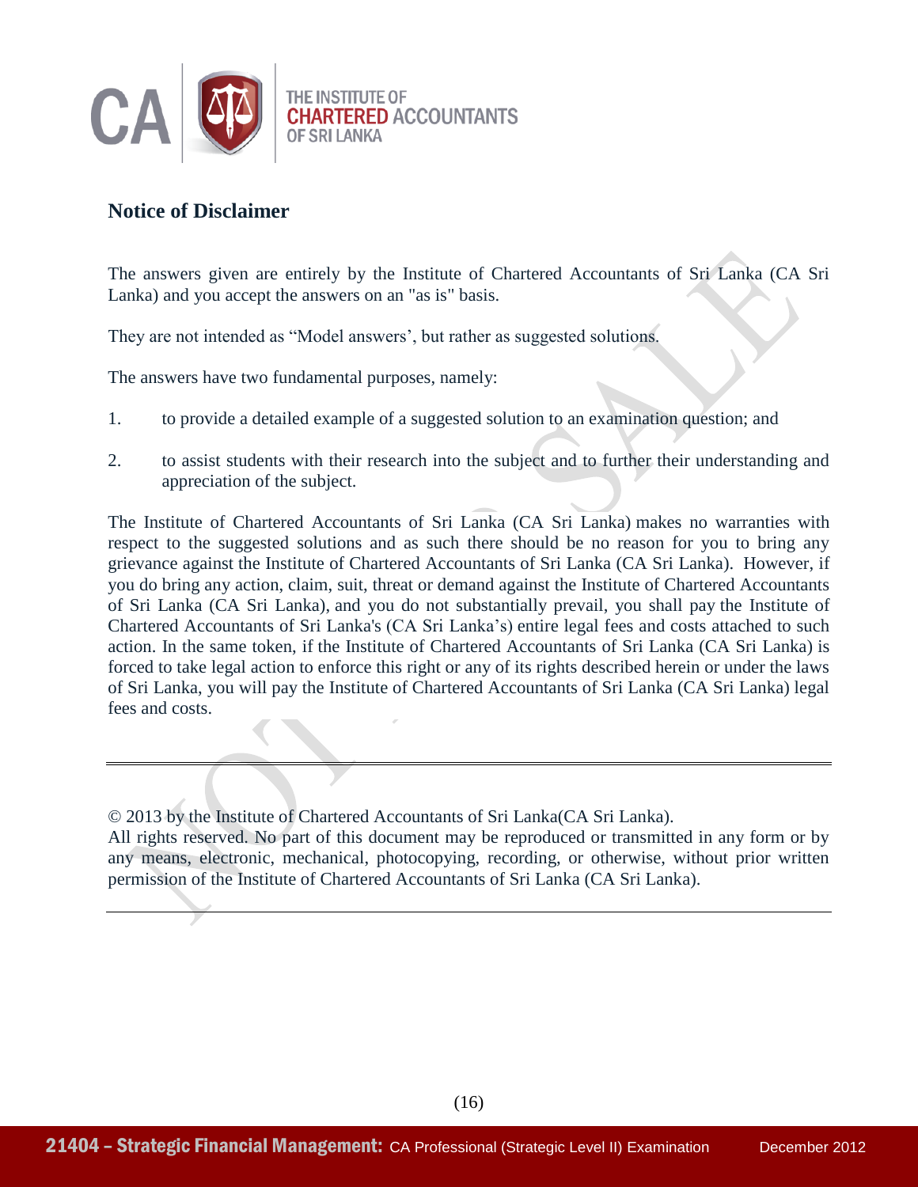## Notice of Disclaimer

The answers given are entirely by the Institute of Chartered Accountants of Sri Lanka (CA Sri Lanka) and you accept the answers on an "as is" basis.

They are not intended as "Model answers', but rather as suggested solutions.

The answers have two fundamental purposes, namely:

1. to provide a detailed example of a suggested solution to an examination question; and

2. to assist students with their research into the subject and to further their understanding and appreciation of the subject.

The Institute of Chartered Accountants of Sri Lanka (CA Sri Lanka) makes no warranties with respect to the suggested solutions and as such there should be no reason for you to bring any grievance against the Institute of Chartered Accountants of Sri Lanka (CA Sri Lanka). However, if you do bring any action, claim, suit, threat or demand against the Institute of Chartered Accountants of Sri Lanka (CA Sri Lanka), and you do not substantially prevail, you shall pay the Institute of Chartered Accountants of Sri Lanka's (CA Sri Lanka's) entire legal fees and costs attached to such action. In the same token, if the Institute of Chartered Accountants of Sri Lanka (CA Sri Lanka) is forced to take legal action to enforce this right or any of its rights described herein or under the laws of Sri Lanka, you will pay the Institute of Chartered Accountants of Sri Lanka (CA Sri Lanka) legal fees and costs.

---

© 2013 by the Institute of Chartered Accountants of Sri Lanka(CA Sri Lanka).
All rights reserved. No part of this document may be reproduced or transmitted in any form or by any means, electronic, mechanical, photocopying, recording, or otherwise, without prior written permission of the Institute of Chartered Accountants of Sri Lanka (CA Sri Lanka).

---